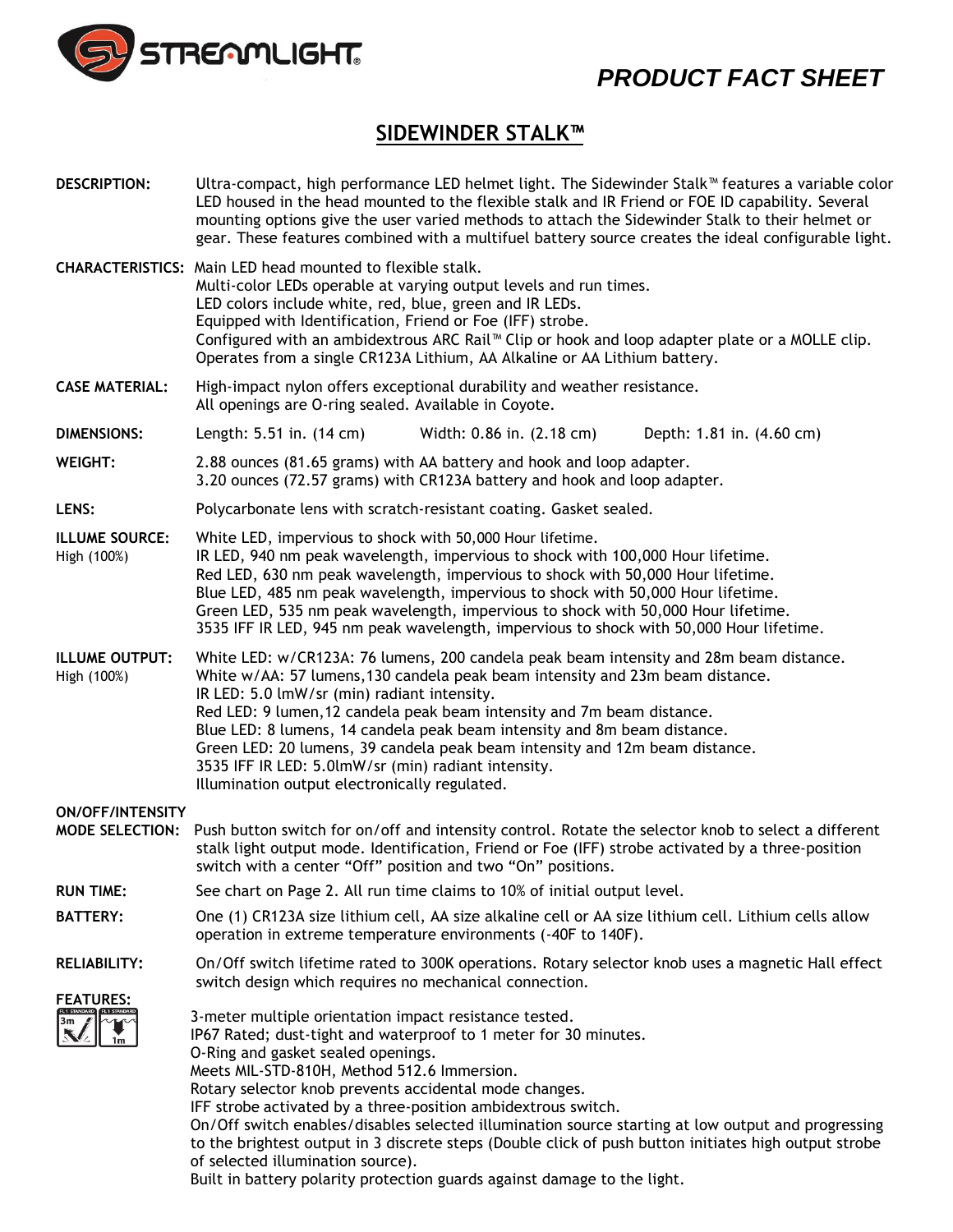# PRODUCT FACT SHEET

## SIDEWINDER STALK™

**DESCRIPTION:** Ultra-compact, high performance LED helmet light. The Sidewinder Stalk™ features a variable color LED housed in the head mounted to the flexible stalk and IR Friend or FOE ID capability. Several mounting options give the user varied methods to attach the Sidewinder Stalk to their helmet or gear. These features combined with a multifuel battery source creates the ideal configurable light.

**CHARACTERISTICS:** Main LED head mounted to flexible stalk.
Multi-color LEDs operable at varying output levels and run times.
LED colors include white, red, blue, green and IR LEDs.
Equipped with Identification, Friend or Foe (IFF) strobe.
Configured with an ambidextrous ARC Rail™ Clip or hook and loop adapter plate or a MOLLE clip.
Operates from a single CR123A Lithium, AA Alkaline or AA Lithium battery.

**CASE MATERIAL:** High-impact nylon offers exceptional durability and weather resistance.
All openings are O-ring sealed. Available in Coyote.

**DIMENSIONS:** Length: 5.51 in. (14 cm) Width: 0.86 in. (2.18 cm) Depth: 1.81 in. (4.60 cm)

**WEIGHT:** 2.88 ounces (81.65 grams) with AA battery and hook and loop adapter.
3.20 ounces (72.57 grams) with CR123A battery and hook and loop adapter.

**LENS:** Polycarbonate lens with scratch-resistant coating. Gasket sealed.

**ILLUME SOURCE:**
High (100%)
White LED, impervious to shock with 50,000 Hour lifetime.
IR LED, 940 nm peak wavelength, impervious to shock with 100,000 Hour lifetime.
Red LED, 630 nm peak wavelength, impervious to shock with 50,000 Hour lifetime.
Blue LED, 485 nm peak wavelength, impervious to shock with 50,000 Hour lifetime.
Green LED, 535 nm peak wavelength, impervious to shock with 50,000 Hour lifetime.
3535 IFF IR LED, 945 nm peak wavelength, impervious to shock with 50,000 Hour lifetime.

**ILLUME OUTPUT:**
High (100%)
White LED: w/CR123A: 76 lumens, 200 candela peak beam intensity and 28m beam distance.
White w/AA: 57 lumens,130 candela peak beam intensity and 23m beam distance.
IR LED: 5.0 lmW/sr (min) radiant intensity.
Red LED: 9 lumen,12 candela peak beam intensity and 7m beam distance.
Blue LED: 8 lumens, 14 candela peak beam intensity and 8m beam distance.
Green LED: 20 lumens, 39 candela peak beam intensity and 12m beam distance.
3535 IFF IR LED: 5.0lmW/sr (min) radiant intensity.
Illumination output electronically regulated.

**ON/OFF/INTENSITY MODE SELECTION:** Push button switch for on/off and intensity control. Rotate the selector knob to select a different stalk light output mode. Identification, Friend or Foe (IFF) strobe activated by a three-position switch with a center "Off" position and two "On" positions.

**RUN TIME:** See chart on Page 2. All run time claims to 10% of initial output level.

**BATTERY:** One (1) CR123A size lithium cell, AA size alkaline cell or AA size lithium cell. Lithium cells allow operation in extreme temperature environments (-40F to 140F).

**RELIABILITY:** On/Off switch lifetime rated to 300K operations. Rotary selector knob uses a magnetic Hall effect switch design which requires no mechanical connection.

**FEATURES:**
3-meter multiple orientation impact resistance tested.
IP67 Rated; dust-tight and waterproof to 1 meter for 30 minutes.
O-Ring and gasket sealed openings.
Meets MIL-STD-810H, Method 512.6 Immersion.
Rotary selector knob prevents accidental mode changes.
IFF strobe activated by a three-position ambidextrous switch.
On/Off switch enables/disables selected illumination source starting at low output and progressing to the brightest output in 3 discrete steps (Double click of push button initiates high output strobe of selected illumination source).
Built in battery polarity protection guards against damage to the light.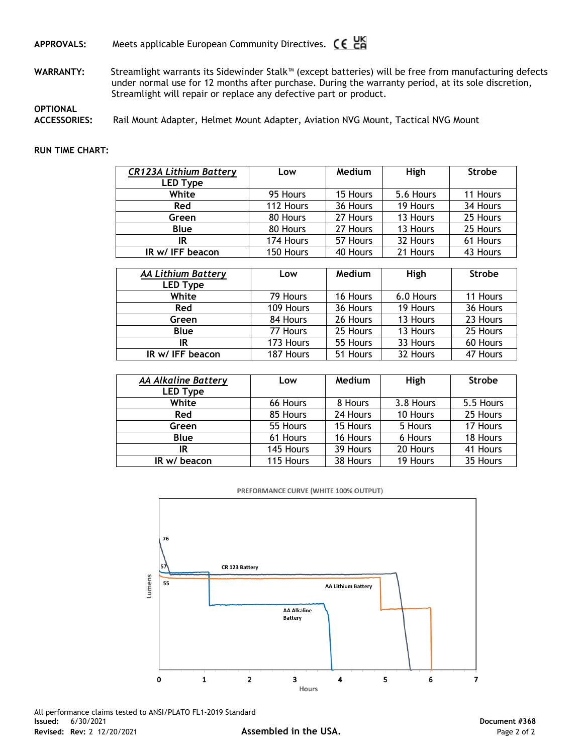**APPROVALS:** Meets applicable European Community Directives. CE UKCA

**WARRANTY:** Streamlight warrants its Sidewinder Stalk™ (except batteries) will be free from manufacturing defects under normal use for 12 months after purchase. During the warranty period, at its sole discretion, Streamlight will repair or replace any defective part or product.

**OPTIONAL ACCESSORIES:** Rail Mount Adapter, Helmet Mount Adapter, Aviation NVG Mount, Tactical NVG Mount

**RUN TIME CHART:**

| ***CR123A Lithium Battery*** **LED Type** | **Low** | **Medium** | **High** | **Strobe** |
|---|---|---|---|---|
| **White** | 95 Hours | 15 Hours | 5.6 Hours | 11 Hours |
| **Red** | 112 Hours | 36 Hours | 19 Hours | 34 Hours |
| **Green** | 80 Hours | 27 Hours | 13 Hours | 25 Hours |
| **Blue** | 80 Hours | 27 Hours | 13 Hours | 25 Hours |
| **IR** | 174 Hours | 57 Hours | 32 Hours | 61 Hours |
| **IR w/ IFF beacon** | 150 Hours | 40 Hours | 21 Hours | 43 Hours |

| ***AA Lithium Battery*** **LED Type** | **Low** | **Medium** | **High** | **Strobe** |
|---|---|---|---|---|
| **White** | 79 Hours | 16 Hours | 6.0 Hours | 11 Hours |
| **Red** | 109 Hours | 36 Hours | 19 Hours | 36 Hours |
| **Green** | 84 Hours | 26 Hours | 13 Hours | 23 Hours |
| **Blue** | 77 Hours | 25 Hours | 13 Hours | 25 Hours |
| **IR** | 173 Hours | 55 Hours | 33 Hours | 60 Hours |
| **IR w/ IFF beacon** | 187 Hours | 51 Hours | 32 Hours | 47 Hours |

| ***AA Alkaline Battery*** **LED Type** | **Low** | **Medium** | **High** | **Strobe** |
|---|---|---|---|---|
| **White** | 66 Hours | 8 Hours | 3.8 Hours | 5.5 Hours |
| **Red** | 85 Hours | 24 Hours | 10 Hours | 25 Hours |
| **Green** | 55 Hours | 15 Hours | 5 Hours | 17 Hours |
| **Blue** | 61 Hours | 16 Hours | 6 Hours | 18 Hours |
| **IR** | 145 Hours | 39 Hours | 20 Hours | 41 Hours |
| **IR w/ beacon** | 115 Hours | 38 Hours | 19 Hours | 35 Hours |

PREFORMANCE CURVE (WHITE 100% OUTPUT)

76
57
55
CR 123 Battery
AA Lithium Battery
AA Alkaline Battery
Lumens
0 1 2 3 4 5 6 7
Hours

All performance claims tested to ANSI/PLATO FL1-2019 Standard

**Issued:** 6/30/2021
**Revised:** **Rev:** 2 12/20/2021

**Assembled in the USA.**

**Document #368**